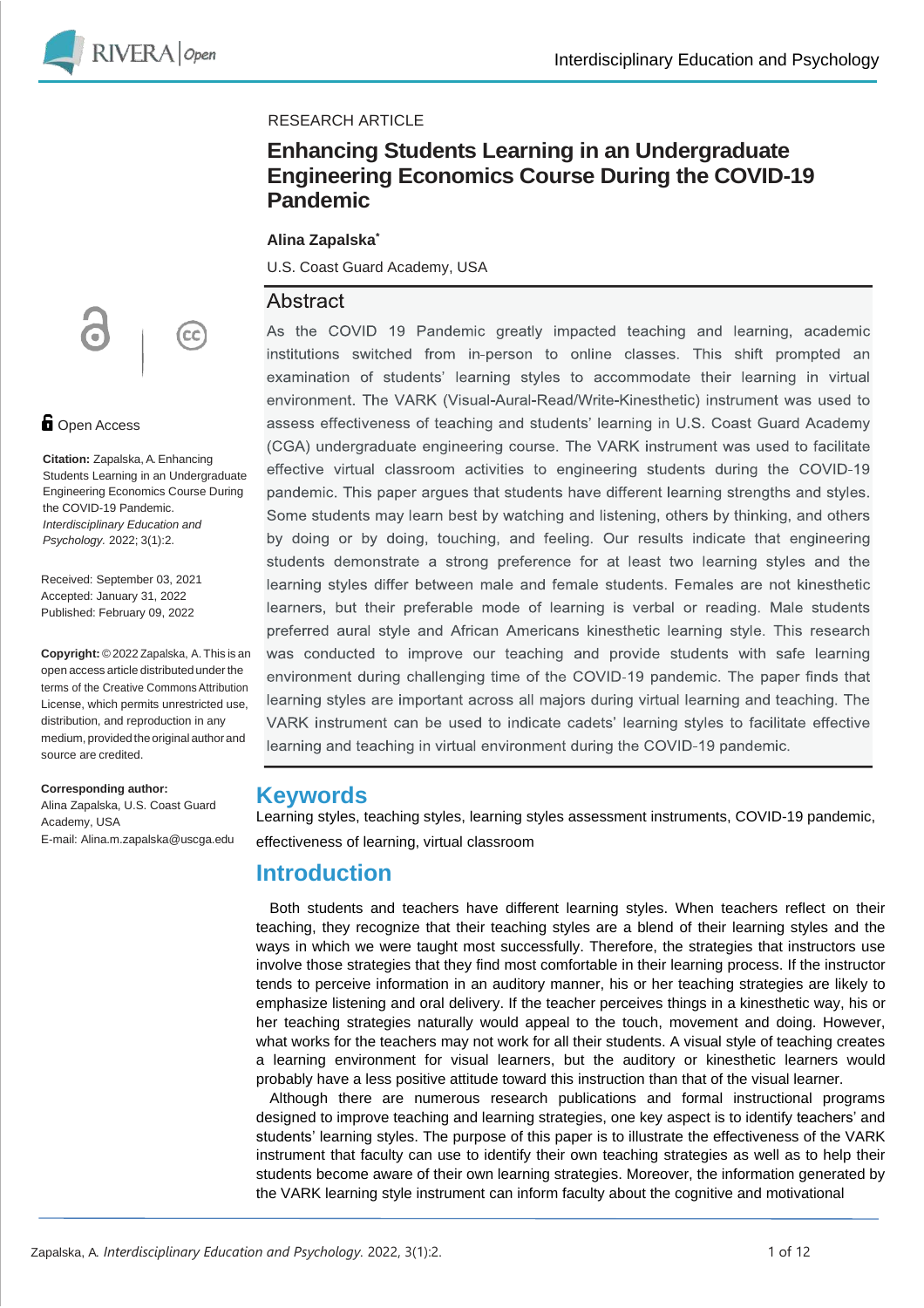RESEARCH ARTICLE

# Enhancing Students Learning in an Undergraduate Engineering Economics Course During the COVID-19 Pandemic

**Alina Zapalska***

U.S. Coast Guard Academy, USA

Open Access

**Citation:** Zapalska, A. Enhancing Students Learning in an Undergraduate Engineering Economics Course During the COVID-19 Pandemic. *Interdisciplinary Education and Psychology.* 2022; 3(1):2.

Received: September 03, 2021
Accepted: January 31, 2022
Published: February 09, 2022

**Copyright:** © 2022 Zapalska, A. This is an open access article distributed under the terms of the Creative Commons Attribution License, which permits unrestricted use, distribution, and reproduction in any medium, provided the original author and source are credited.

**Corresponding author:**
Alina Zapalska, U.S. Coast Guard Academy, USA
E-mail: Alina.m.zapalska@uscga.edu

## Abstract

As the COVID 19 Pandemic greatly impacted teaching and learning, academic institutions switched from in-person to online classes. This shift prompted an examination of students' learning styles to accommodate their learning in virtual environment. The VARK (Visual-Aural-Read/Write-Kinesthetic) instrument was used to assess effectiveness of teaching and students' learning in U.S. Coast Guard Academy (CGA) undergraduate engineering course. The VARK instrument was used to facilitate effective virtual classroom activities to engineering students during the COVID-19 pandemic. This paper argues that students have different learning strengths and styles. Some students may learn best by watching and listening, others by thinking, and others by doing or by doing, touching, and feeling. Our results indicate that engineering students demonstrate a strong preference for at least two learning styles and the learning styles differ between male and female students. Females are not kinesthetic learners, but their preferable mode of learning is verbal or reading. Male students preferred aural style and African Americans kinesthetic learning style. This research was conducted to improve our teaching and provide students with safe learning environment during challenging time of the COVID-19 pandemic. The paper finds that learning styles are important across all majors during virtual learning and teaching. The VARK instrument can be used to indicate cadets' learning styles to facilitate effective learning and teaching in virtual environment during the COVID-19 pandemic.

## Keywords

Learning styles, teaching styles, learning styles assessment instruments, COVID-19 pandemic, effectiveness of learning, virtual classroom

## Introduction

Both students and teachers have different learning styles. When teachers reflect on their teaching, they recognize that their teaching styles are a blend of their learning styles and the ways in which we were taught most successfully. Therefore, the strategies that instructors use involve those strategies that they find most comfortable in their learning process. If the instructor tends to perceive information in an auditory manner, his or her teaching strategies are likely to emphasize listening and oral delivery. If the teacher perceives things in a kinesthetic way, his or her teaching strategies naturally would appeal to the touch, movement and doing. However, what works for the teachers may not work for all their students. A visual style of teaching creates a learning environment for visual learners, but the auditory or kinesthetic learners would probably have a less positive attitude toward this instruction than that of the visual learner.

Although there are numerous research publications and formal instructional programs designed to improve teaching and learning strategies, one key aspect is to identify teachers' and students' learning styles. The purpose of this paper is to illustrate the effectiveness of the VARK instrument that faculty can use to identify their own teaching strategies as well as to help their students become aware of their own learning strategies. Moreover, the information generated by the VARK learning style instrument can inform faculty about the cognitive and motivational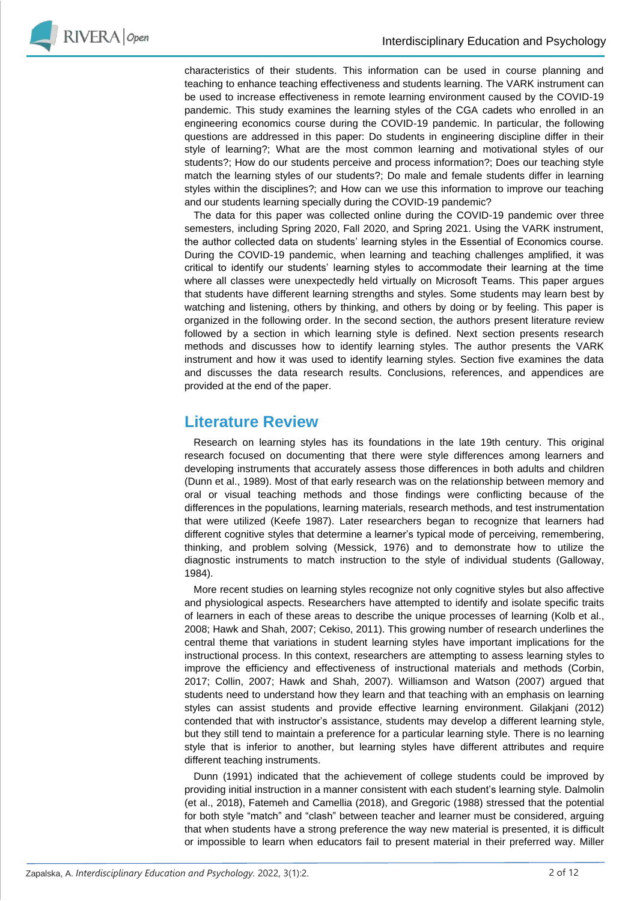characteristics of their students. This information can be used in course planning and teaching to enhance teaching effectiveness and students learning. The VARK instrument can be used to increase effectiveness in remote learning environment caused by the COVID-19 pandemic. This study examines the learning styles of the CGA cadets who enrolled in an engineering economics course during the COVID-19 pandemic. In particular, the following questions are addressed in this paper: Do students in engineering discipline differ in their style of learning?; What are the most common learning and motivational styles of our students?; How do our students perceive and process information?; Does our teaching style match the learning styles of our students?; Do male and female students differ in learning styles within the disciplines?; and How can we use this information to improve our teaching and our students learning specially during the COVID-19 pandemic?

The data for this paper was collected online during the COVID-19 pandemic over three semesters, including Spring 2020, Fall 2020, and Spring 2021. Using the VARK instrument, the author collected data on students' learning styles in the Essential of Economics course. During the COVID-19 pandemic, when learning and teaching challenges amplified, it was critical to identify our students' learning styles to accommodate their learning at the time where all classes were unexpectedly held virtually on Microsoft Teams. This paper argues that students have different learning strengths and styles. Some students may learn best by watching and listening, others by thinking, and others by doing or by feeling. This paper is organized in the following order. In the second section, the authors present literature review followed by a section in which learning style is defined. Next section presents research methods and discusses how to identify learning styles. The author presents the VARK instrument and how it was used to identify learning styles. Section five examines the data and discusses the data research results. Conclusions, references, and appendices are provided at the end of the paper.

## Literature Review

Research on learning styles has its foundations in the late 19th century. This original research focused on documenting that there were style differences among learners and developing instruments that accurately assess those differences in both adults and children (Dunn et al., 1989). Most of that early research was on the relationship between memory and oral or visual teaching methods and those findings were conflicting because of the differences in the populations, learning materials, research methods, and test instrumentation that were utilized (Keefe 1987). Later researchers began to recognize that learners had different cognitive styles that determine a learner's typical mode of perceiving, remembering, thinking, and problem solving (Messick, 1976) and to demonstrate how to utilize the diagnostic instruments to match instruction to the style of individual students (Galloway, 1984).

More recent studies on learning styles recognize not only cognitive styles but also affective and physiological aspects. Researchers have attempted to identify and isolate specific traits of learners in each of these areas to describe the unique processes of learning (Kolb et al., 2008; Hawk and Shah, 2007; Cekiso, 2011). This growing number of research underlines the central theme that variations in student learning styles have important implications for the instructional process. In this context, researchers are attempting to assess learning styles to improve the efficiency and effectiveness of instructional materials and methods (Corbin, 2017; Collin, 2007; Hawk and Shah, 2007). Williamson and Watson (2007) argued that students need to understand how they learn and that teaching with an emphasis on learning styles can assist students and provide effective learning environment. Gilakjani (2012) contended that with instructor's assistance, students may develop a different learning style, but they still tend to maintain a preference for a particular learning style. There is no learning style that is inferior to another, but learning styles have different attributes and require different teaching instruments.

Dunn (1991) indicated that the achievement of college students could be improved by providing initial instruction in a manner consistent with each student's learning style. Dalmolin (et al., 2018), Fatemeh and Camellia (2018), and Gregoric (1988) stressed that the potential for both style "match" and "clash" between teacher and learner must be considered, arguing that when students have a strong preference the way new material is presented, it is difficult or impossible to learn when educators fail to present material in their preferred way. Miller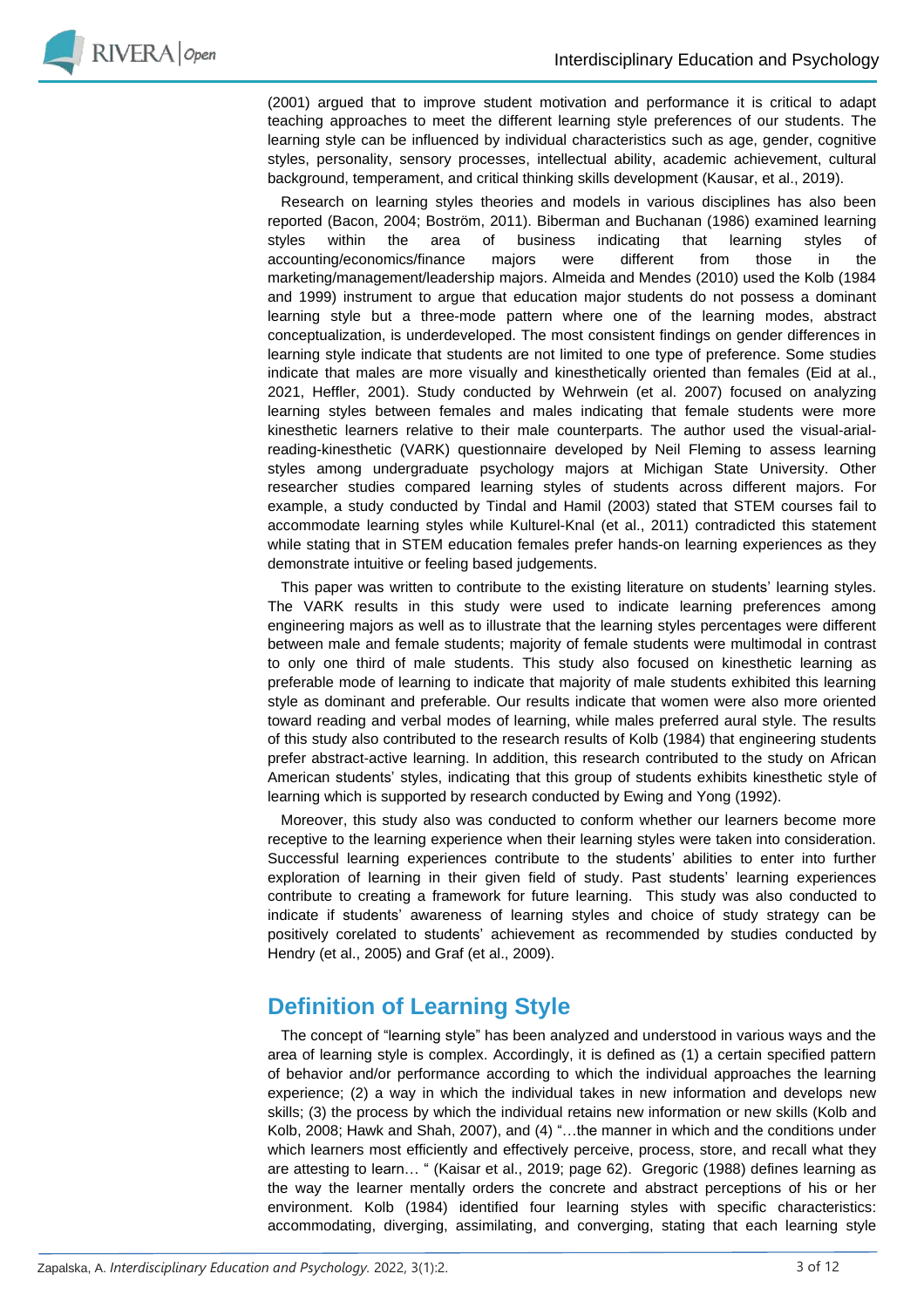(2001) argued that to improve student motivation and performance it is critical to adapt teaching approaches to meet the different learning style preferences of our students. The learning style can be influenced by individual characteristics such as age, gender, cognitive styles, personality, sensory processes, intellectual ability, academic achievement, cultural background, temperament, and critical thinking skills development (Kausar, et al., 2019).

Research on learning styles theories and models in various disciplines has also been reported (Bacon, 2004; Boström, 2011). Biberman and Buchanan (1986) examined learning styles within the area of business indicating that learning styles of accounting/economics/finance majors were different from those in the marketing/management/leadership majors. Almeida and Mendes (2010) used the Kolb (1984 and 1999) instrument to argue that education major students do not possess a dominant learning style but a three-mode pattern where one of the learning modes, abstract conceptualization, is underdeveloped. The most consistent findings on gender differences in learning style indicate that students are not limited to one type of preference. Some studies indicate that males are more visually and kinesthetically oriented than females (Eid at al., 2021, Heffler, 2001). Study conducted by Wehrwein (et al. 2007) focused on analyzing learning styles between females and males indicating that female students were more kinesthetic learners relative to their male counterparts. The author used the visual-arial-reading-kinesthetic (VARK) questionnaire developed by Neil Fleming to assess learning styles among undergraduate psychology majors at Michigan State University. Other researcher studies compared learning styles of students across different majors. For example, a study conducted by Tindal and Hamil (2003) stated that STEM courses fail to accommodate learning styles while Kulturel-Knal (et al., 2011) contradicted this statement while stating that in STEM education females prefer hands-on learning experiences as they demonstrate intuitive or feeling based judgements.

This paper was written to contribute to the existing literature on students' learning styles. The VARK results in this study were used to indicate learning preferences among engineering majors as well as to illustrate that the learning styles percentages were different between male and female students; majority of female students were multimodal in contrast to only one third of male students. This study also focused on kinesthetic learning as preferable mode of learning to indicate that majority of male students exhibited this learning style as dominant and preferable. Our results indicate that women were also more oriented toward reading and verbal modes of learning, while males preferred aural style. The results of this study also contributed to the research results of Kolb (1984) that engineering students prefer abstract-active learning. In addition, this research contributed to the study on African American students' styles, indicating that this group of students exhibits kinesthetic style of learning which is supported by research conducted by Ewing and Yong (1992).

Moreover, this study also was conducted to conform whether our learners become more receptive to the learning experience when their learning styles were taken into consideration. Successful learning experiences contribute to the students' abilities to enter into further exploration of learning in their given field of study. Past students' learning experiences contribute to creating a framework for future learning. This study was also conducted to indicate if students' awareness of learning styles and choice of study strategy can be positively corelated to students' achievement as recommended by studies conducted by Hendry (et al., 2005) and Graf (et al., 2009).

## Definition of Learning Style

The concept of "learning style" has been analyzed and understood in various ways and the area of learning style is complex. Accordingly, it is defined as (1) a certain specified pattern of behavior and/or performance according to which the individual approaches the learning experience; (2) a way in which the individual takes in new information and develops new skills; (3) the process by which the individual retains new information or new skills (Kolb and Kolb, 2008; Hawk and Shah, 2007), and (4) "…the manner in which and the conditions under which learners most efficiently and effectively perceive, process, store, and recall what they are attesting to learn… " (Kaisar et al., 2019; page 62). Gregoric (1988) defines learning as the way the learner mentally orders the concrete and abstract perceptions of his or her environment. Kolb (1984) identified four learning styles with specific characteristics: accommodating, diverging, assimilating, and converging, stating that each learning style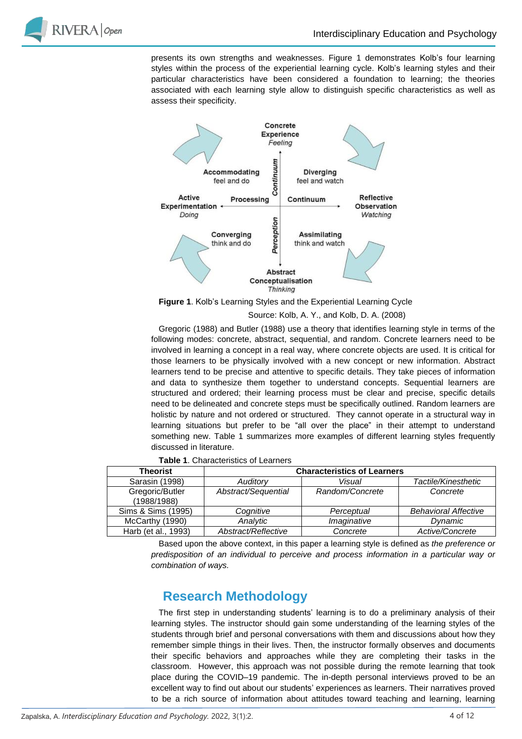presents its own strengths and weaknesses. Figure 1 demonstrates Kolb's four learning styles within the process of the experiential learning cycle. Kolb's learning styles and their particular characteristics have been considered a foundation to learning; the theories associated with each learning style allow to distinguish specific characteristics as well as assess their specificity.

Concrete Experience *Feeling*

Accommodating feel and do

Diverging feel and watch

Active Experimentation *Doing*

Processing Continuum

Reflective Observation *Watching*

Perception Continuum

Converging think and do

Assimilating think and watch

Abstract Conceptualisation *Thinking*

**Figure 1**. Kolb's Learning Styles and the Experiential Learning Cycle

Source: Kolb, A. Y., and Kolb, D. A. (2008)

Gregoric (1988) and Butler (1988) use a theory that identifies learning style in terms of the following modes: concrete, abstract, sequential, and random. Concrete learners need to be involved in learning a concept in a real way, where concrete objects are used. It is critical for those learners to be physically involved with a new concept or new information. Abstract learners tend to be precise and attentive to specific details. They take pieces of information and data to synthesize them together to understand concepts. Sequential learners are structured and ordered; their learning process must be clear and precise, specific details need to be delineated and concrete steps must be specifically outlined. Random learners are holistic by nature and not ordered or structured. They cannot operate in a structural way in learning situations but prefer to be "all over the place" in their attempt to understand something new. Table 1 summarizes more examples of different learning styles frequently discussed in literature.

**Table 1**. Characteristics of Learners

| Theorist | Characteristics of Learners | | |
|---|---|---|---|
| Sarasin (1998) | *Auditory* | *Visual* | *Tactile/Kinesthetic* |
| Gregoric/Butler (1988/1988) | *Abstract/Sequential* | *Random/Concrete* | *Concrete* |
| Sims & Sims (1995) | *Cognitive* | *Perceptual* | *Behavioral Affective* |
| McCarthy (1990) | *Analytic* | *Imaginative* | *Dynamic* |
| Harb (et al., 1993) | *Abstract/Reflective* | *Concrete* | *Active/Concrete* |

Based upon the above context, in this paper a learning style is defined as *the preference or predisposition of an individual to perceive and process information in a particular way or combination of ways.*

## Research Methodology

The first step in understanding students' learning is to do a preliminary analysis of their learning styles. The instructor should gain some understanding of the learning styles of the students through brief and personal conversations with them and discussions about how they remember simple things in their lives. Then, the instructor formally observes and documents their specific behaviors and approaches while they are completing their tasks in the classroom. However, this approach was not possible during the remote learning that took place during the COVID–19 pandemic. The in-depth personal interviews proved to be an excellent way to find out about our students' experiences as learners. Their narratives proved to be a rich source of information about attitudes toward teaching and learning, learning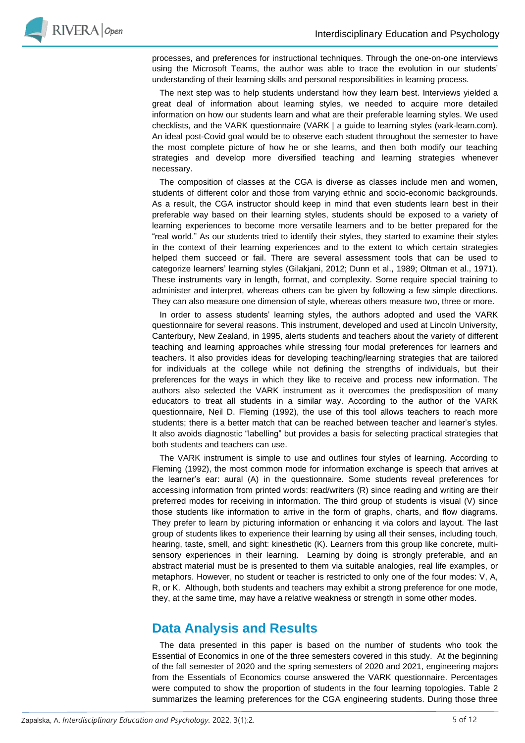processes, and preferences for instructional techniques. Through the one-on-one interviews using the Microsoft Teams, the author was able to trace the evolution in our students' understanding of their learning skills and personal responsibilities in learning process.

The next step was to help students understand how they learn best. Interviews yielded a great deal of information about learning styles, we needed to acquire more detailed information on how our students learn and what are their preferable learning styles. We used checklists, and the VARK questionnaire (VARK | a guide to learning styles (vark-learn.com). An ideal post-Covid goal would be to observe each student throughout the semester to have the most complete picture of how he or she learns, and then both modify our teaching strategies and develop more diversified teaching and learning strategies whenever necessary.

The composition of classes at the CGA is diverse as classes include men and women, students of different color and those from varying ethnic and socio-economic backgrounds. As a result, the CGA instructor should keep in mind that even students learn best in their preferable way based on their learning styles, students should be exposed to a variety of learning experiences to become more versatile learners and to be better prepared for the "real world." As our students tried to identify their styles, they started to examine their styles in the context of their learning experiences and to the extent to which certain strategies helped them succeed or fail. There are several assessment tools that can be used to categorize learners' learning styles (Gilakjani, 2012; Dunn et al., 1989; Oltman et al., 1971). These instruments vary in length, format, and complexity. Some require special training to administer and interpret, whereas others can be given by following a few simple directions. They can also measure one dimension of style, whereas others measure two, three or more.

In order to assess students' learning styles, the authors adopted and used the VARK questionnaire for several reasons. This instrument, developed and used at Lincoln University, Canterbury, New Zealand, in 1995, alerts students and teachers about the variety of different teaching and learning approaches while stressing four modal preferences for learners and teachers. It also provides ideas for developing teaching/learning strategies that are tailored for individuals at the college while not defining the strengths of individuals, but their preferences for the ways in which they like to receive and process new information. The authors also selected the VARK instrument as it overcomes the predisposition of many educators to treat all students in a similar way. According to the author of the VARK questionnaire, Neil D. Fleming (1992), the use of this tool allows teachers to reach more students; there is a better match that can be reached between teacher and learner's styles. It also avoids diagnostic "labelling" but provides a basis for selecting practical strategies that both students and teachers can use.

The VARK instrument is simple to use and outlines four styles of learning. According to Fleming (1992), the most common mode for information exchange is speech that arrives at the learner's ear: aural (A) in the questionnaire. Some students reveal preferences for accessing information from printed words: read/writers (R) since reading and writing are their preferred modes for receiving in information. The third group of students is visual (V) since those students like information to arrive in the form of graphs, charts, and flow diagrams. They prefer to learn by picturing information or enhancing it via colors and layout. The last group of students likes to experience their learning by using all their senses, including touch, hearing, taste, smell, and sight: kinesthetic (K). Learners from this group like concrete, multi-sensory experiences in their learning. Learning by doing is strongly preferable, and an abstract material must be is presented to them via suitable analogies, real life examples, or metaphors. However, no student or teacher is restricted to only one of the four modes: V, A, R, or K. Although, both students and teachers may exhibit a strong preference for one mode, they, at the same time, may have a relative weakness or strength in some other modes.

## Data Analysis and Results

The data presented in this paper is based on the number of students who took the Essential of Economics in one of the three semesters covered in this study. At the beginning of the fall semester of 2020 and the spring semesters of 2020 and 2021, engineering majors from the Essentials of Economics course answered the VARK questionnaire. Percentages were computed to show the proportion of students in the four learning topologies. Table 2 summarizes the learning preferences for the CGA engineering students. During those three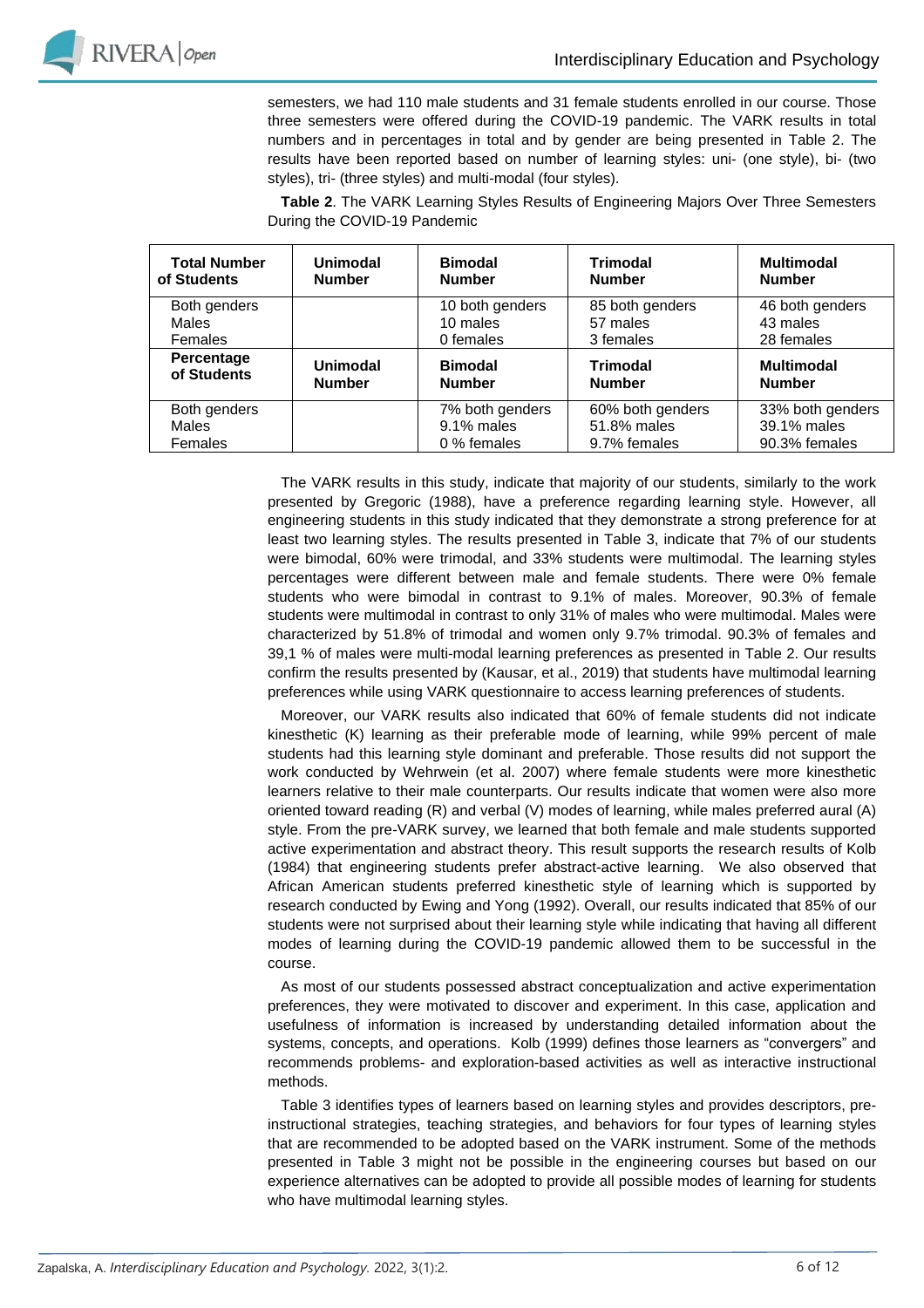semesters, we had 110 male students and 31 female students enrolled in our course. Those three semesters were offered during the COVID-19 pandemic. The VARK results in total numbers and in percentages in total and by gender are being presented in Table 2. The results have been reported based on number of learning styles: uni- (one style), bi- (two styles), tri- (three styles) and multi-modal (four styles).

**Table 2**. The VARK Learning Styles Results of Engineering Majors Over Three Semesters During the COVID-19 Pandemic

| **Total Number of Students** | **Unimodal Number** | **Bimodal Number** | **Trimodal Number** | **Multimodal Number** |
|---|---|---|---|---|
| Both genders<br>Males<br>Females | | 10 both genders<br>10 males<br>0 females | 85 both genders<br>57 males<br>3 females | 46 both genders<br>43 males<br>28 females |
| **Percentage of Students** | **Unimodal Number** | **Bimodal Number** | **Trimodal Number** | **Multimodal Number** |
| Both genders<br>Males<br>Females | | 7% both genders<br>9.1% males<br>0 % females | 60% both genders<br>51.8% males<br>9.7% females | 33% both genders<br>39.1% males<br>90.3% females |

The VARK results in this study, indicate that majority of our students, similarly to the work presented by Gregoric (1988), have a preference regarding learning style. However, all engineering students in this study indicated that they demonstrate a strong preference for at least two learning styles. The results presented in Table 3, indicate that 7% of our students were bimodal, 60% were trimodal, and 33% students were multimodal. The learning styles percentages were different between male and female students. There were 0% female students who were bimodal in contrast to 9.1% of males. Moreover, 90.3% of female students were multimodal in contrast to only 31% of males who were multimodal. Males were characterized by 51.8% of trimodal and women only 9.7% trimodal. 90.3% of females and 39,1 % of males were multi-modal learning preferences as presented in Table 2. Our results confirm the results presented by (Kausar, et al., 2019) that students have multimodal learning preferences while using VARK questionnaire to access learning preferences of students.

Moreover, our VARK results also indicated that 60% of female students did not indicate kinesthetic (K) learning as their preferable mode of learning, while 99% percent of male students had this learning style dominant and preferable. Those results did not support the work conducted by Wehrwein (et al. 2007) where female students were more kinesthetic learners relative to their male counterparts. Our results indicate that women were also more oriented toward reading (R) and verbal (V) modes of learning, while males preferred aural (A) style. From the pre-VARK survey, we learned that both female and male students supported active experimentation and abstract theory. This result supports the research results of Kolb (1984) that engineering students prefer abstract-active learning. We also observed that African American students preferred kinesthetic style of learning which is supported by research conducted by Ewing and Yong (1992). Overall, our results indicated that 85% of our students were not surprised about their learning style while indicating that having all different modes of learning during the COVID-19 pandemic allowed them to be successful in the course.

As most of our students possessed abstract conceptualization and active experimentation preferences, they were motivated to discover and experiment. In this case, application and usefulness of information is increased by understanding detailed information about the systems, concepts, and operations. Kolb (1999) defines those learners as "convergers" and recommends problems- and exploration-based activities as well as interactive instructional methods.

Table 3 identifies types of learners based on learning styles and provides descriptors, pre-instructional strategies, teaching strategies, and behaviors for four types of learning styles that are recommended to be adopted based on the VARK instrument. Some of the methods presented in Table 3 might not be possible in the engineering courses but based on our experience alternatives can be adopted to provide all possible modes of learning for students who have multimodal learning styles.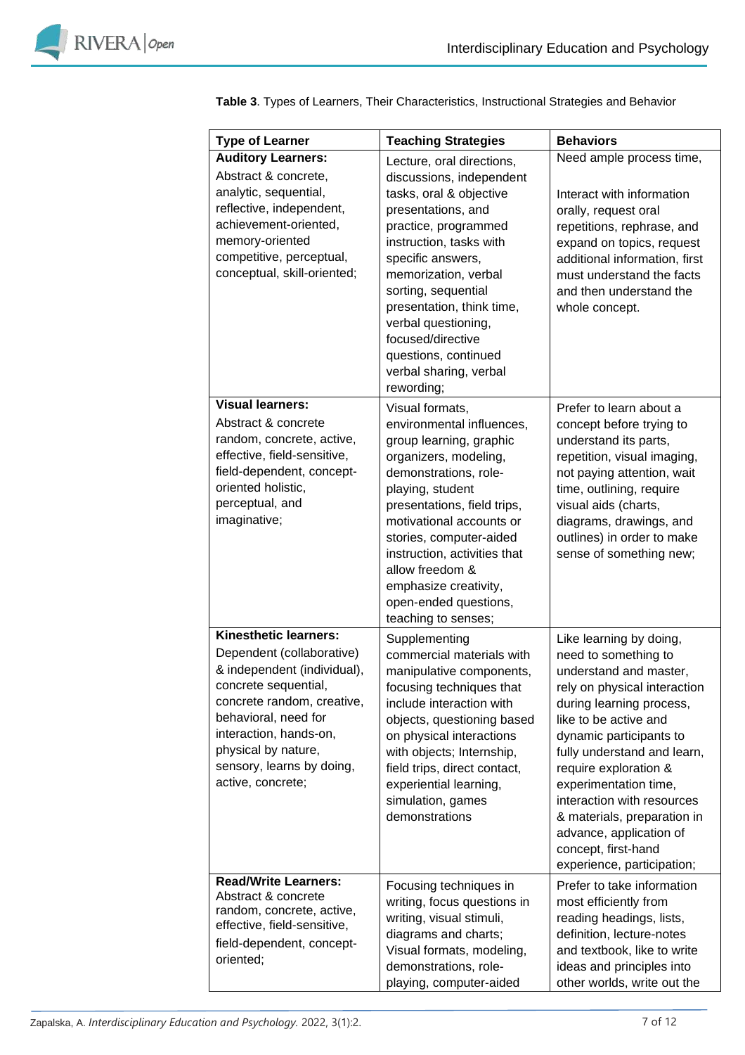**Table 3**. Types of Learners, Their Characteristics, Instructional Strategies and Behavior

| Type of Learner | Teaching Strategies | Behaviors |
|---|---|---|
| **Auditory Learners:** Abstract & concrete, analytic, sequential, reflective, independent, achievement-oriented, memory-oriented competitive, perceptual, conceptual, skill-oriented; | Lecture, oral directions, discussions, independent tasks, oral & objective presentations, and practice, programmed instruction, tasks with specific answers, memorization, verbal sorting, sequential presentation, think time, verbal questioning, focused/directive questions, continued verbal sharing, verbal rewording; | Need ample process time, Interact with information orally, request oral repetitions, rephrase, and expand on topics, request additional information, first must understand the facts and then understand the whole concept. |
| **Visual learners:** Abstract & concrete random, concrete, active, effective, field-sensitive, field-dependent, concept-oriented holistic, perceptual, and imaginative; | Visual formats, environmental influences, group learning, graphic organizers, modeling, demonstrations, role-playing, student presentations, field trips, motivational accounts or stories, computer-aided instruction, activities that allow freedom & emphasize creativity, open-ended questions, teaching to senses; | Prefer to learn about a concept before trying to understand its parts, repetition, visual imaging, not paying attention, wait time, outlining, require visual aids (charts, diagrams, drawings, and outlines) in order to make sense of something new; |
| **Kinesthetic learners:** Dependent (collaborative) & independent (individual), concrete sequential, concrete random, creative, behavioral, need for interaction, hands-on, physical by nature, sensory, learns by doing, active, concrete; | Supplementing commercial materials with manipulative components, focusing techniques that include interaction with objects, questioning based on physical interactions with objects; Internship, field trips, direct contact, experiential learning, simulation, games demonstrations | Like learning by doing, need to something to understand and master, rely on physical interaction during learning process, like to be active and dynamic participants to fully understand and learn, require exploration & experimentation time, interaction with resources & materials, preparation in advance, application of concept, first-hand experience, participation; |
| **Read/Write Learners:** Abstract & concrete random, concrete, active, effective, field-sensitive, field-dependent, concept-oriented; | Focusing techniques in writing, focus questions in writing, visual stimuli, diagrams and charts; Visual formats, modeling, demonstrations, role-playing, computer-aided | Prefer to take information most efficiently from reading headings, lists, definition, lecture-notes and textbook, like to write ideas and principles into other worlds, write out the |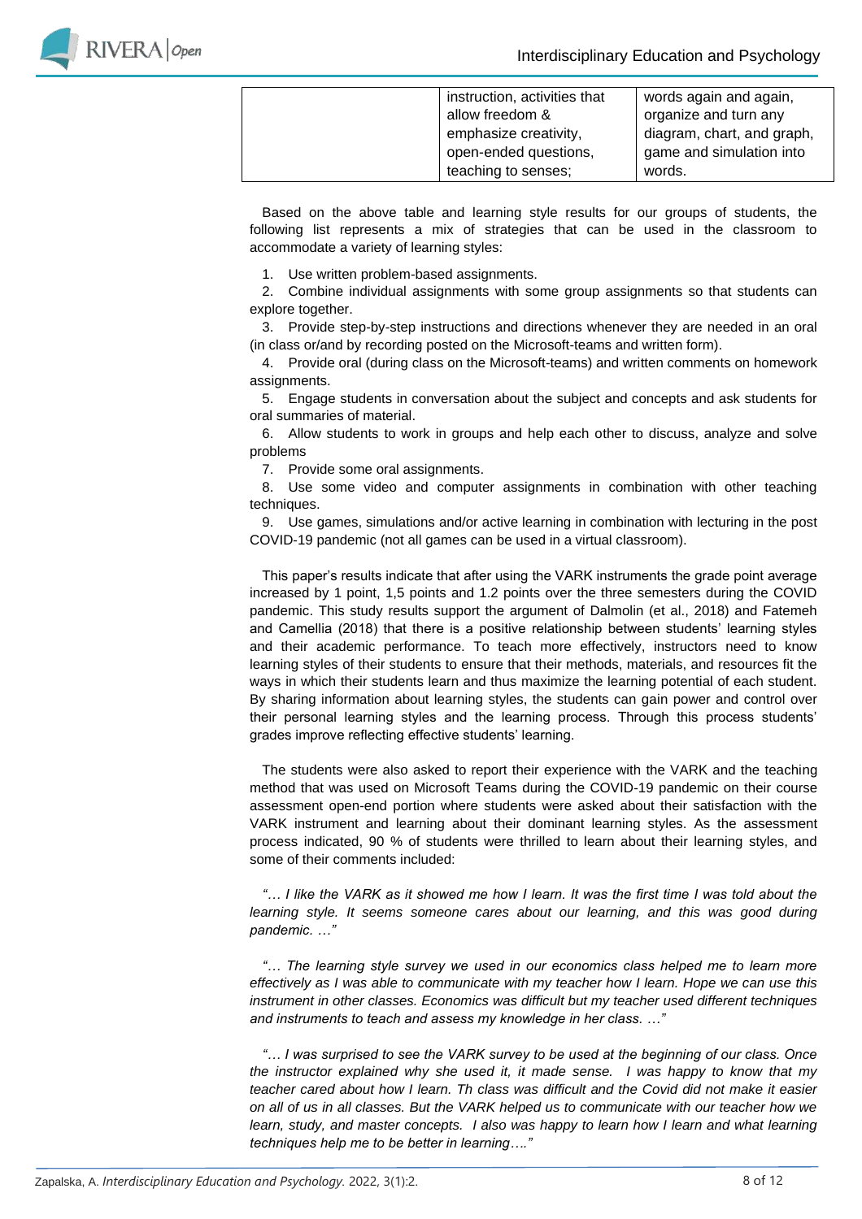| | | |
|---|---|---|
| | instruction, activities that allow freedom & emphasize creativity, open-ended questions, teaching to senses; | words again and again, organize and turn any diagram, chart, and graph, game and simulation into words. |

Based on the above table and learning style results for our groups of students, the following list represents a mix of strategies that can be used in the classroom to accommodate a variety of learning styles:

1. Use written problem-based assignments.
2. Combine individual assignments with some group assignments so that students can explore together.
3. Provide step-by-step instructions and directions whenever they are needed in an oral (in class or/and by recording posted on the Microsoft-teams and written form).
4. Provide oral (during class on the Microsoft-teams) and written comments on homework assignments.
5. Engage students in conversation about the subject and concepts and ask students for oral summaries of material.
6. Allow students to work in groups and help each other to discuss, analyze and solve problems
7. Provide some oral assignments.
8. Use some video and computer assignments in combination with other teaching techniques.
9. Use games, simulations and/or active learning in combination with lecturing in the post COVID-19 pandemic (not all games can be used in a virtual classroom).

This paper's results indicate that after using the VARK instruments the grade point average increased by 1 point, 1,5 points and 1.2 points over the three semesters during the COVID pandemic. This study results support the argument of Dalmolin (et al., 2018) and Fatemeh and Camellia (2018) that there is a positive relationship between students' learning styles and their academic performance. To teach more effectively, instructors need to know learning styles of their students to ensure that their methods, materials, and resources fit the ways in which their students learn and thus maximize the learning potential of each student. By sharing information about learning styles, the students can gain power and control over their personal learning styles and the learning process. Through this process students' grades improve reflecting effective students' learning.

The students were also asked to report their experience with the VARK and the teaching method that was used on Microsoft Teams during the COVID-19 pandemic on their course assessment open-end portion where students were asked about their satisfaction with the VARK instrument and learning about their dominant learning styles. As the assessment process indicated, 90 % of students were thrilled to learn about their learning styles, and some of their comments included:

*"… I like the VARK as it showed me how I learn. It was the first time I was told about the learning style. It seems someone cares about our learning, and this was good during pandemic. …"*

*"… The learning style survey we used in our economics class helped me to learn more effectively as I was able to communicate with my teacher how I learn. Hope we can use this instrument in other classes. Economics was difficult but my teacher used different techniques and instruments to teach and assess my knowledge in her class. …"*

*"… I was surprised to see the VARK survey to be used at the beginning of our class. Once the instructor explained why she used it, it made sense. I was happy to know that my teacher cared about how I learn. Th class was difficult and the Covid did not make it easier on all of us in all classes. But the VARK helped us to communicate with our teacher how we learn, study, and master concepts. I also was happy to learn how I learn and what learning techniques help me to be better in learning…."*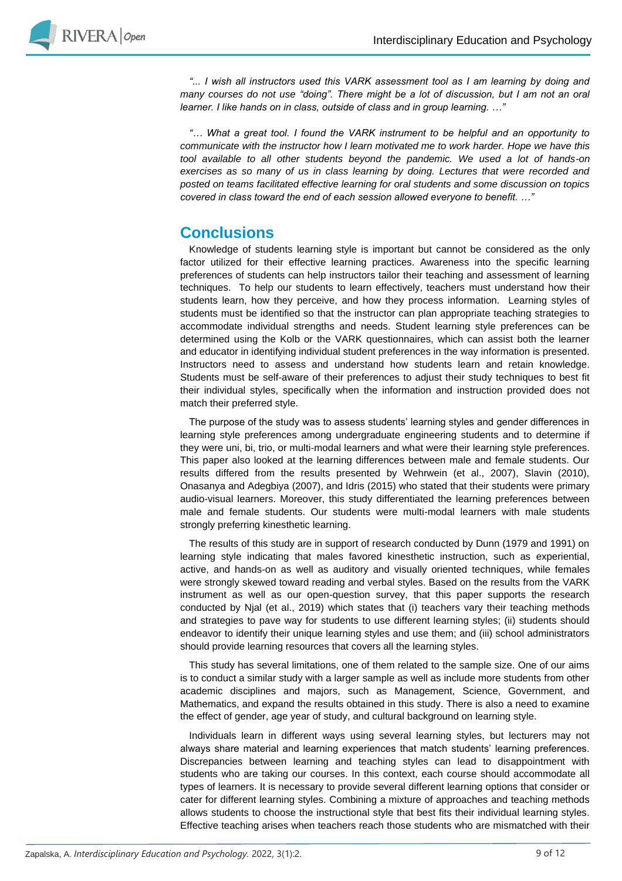*"... I wish all instructors used this VARK assessment tool as I am learning by doing and many courses do not use "doing". There might be a lot of discussion, but I am not an oral learner. I like hands on in class, outside of class and in group learning. …"*

*"… What a great tool. I found the VARK instrument to be helpful and an opportunity to communicate with the instructor how I learn motivated me to work harder. Hope we have this tool available to all other students beyond the pandemic. We used a lot of hands-on exercises as so many of us in class learning by doing. Lectures that were recorded and posted on teams facilitated effective learning for oral students and some discussion on topics covered in class toward the end of each session allowed everyone to benefit. …"*

## Conclusions

Knowledge of students learning style is important but cannot be considered as the only factor utilized for their effective learning practices. Awareness into the specific learning preferences of students can help instructors tailor their teaching and assessment of learning techniques. To help our students to learn effectively, teachers must understand how their students learn, how they perceive, and how they process information. Learning styles of students must be identified so that the instructor can plan appropriate teaching strategies to accommodate individual strengths and needs. Student learning style preferences can be determined using the Kolb or the VARK questionnaires, which can assist both the learner and educator in identifying individual student preferences in the way information is presented. Instructors need to assess and understand how students learn and retain knowledge. Students must be self-aware of their preferences to adjust their study techniques to best fit their individual styles, specifically when the information and instruction provided does not match their preferred style.

The purpose of the study was to assess students' learning styles and gender differences in learning style preferences among undergraduate engineering students and to determine if they were uni, bi, trio, or multi-modal learners and what were their learning style preferences. This paper also looked at the learning differences between male and female students. Our results differed from the results presented by Wehrwein (et al., 2007), Slavin (2010), Onasanya and Adegbiya (2007), and Idris (2015) who stated that their students were primary audio-visual learners. Moreover, this study differentiated the learning preferences between male and female students. Our students were multi-modal learners with male students strongly preferring kinesthetic learning.

The results of this study are in support of research conducted by Dunn (1979 and 1991) on learning style indicating that males favored kinesthetic instruction, such as experiential, active, and hands-on as well as auditory and visually oriented techniques, while females were strongly skewed toward reading and verbal styles. Based on the results from the VARK instrument as well as our open-question survey, that this paper supports the research conducted by Njal (et al., 2019) which states that (i) teachers vary their teaching methods and strategies to pave way for students to use different learning styles; (ii) students should endeavor to identify their unique learning styles and use them; and (iii) school administrators should provide learning resources that covers all the learning styles.

This study has several limitations, one of them related to the sample size. One of our aims is to conduct a similar study with a larger sample as well as include more students from other academic disciplines and majors, such as Management, Science, Government, and Mathematics, and expand the results obtained in this study. There is also a need to examine the effect of gender, age year of study, and cultural background on learning style.

Individuals learn in different ways using several learning styles, but lecturers may not always share material and learning experiences that match students' learning preferences. Discrepancies between learning and teaching styles can lead to disappointment with students who are taking our courses. In this context, each course should accommodate all types of learners. It is necessary to provide several different learning options that consider or cater for different learning styles. Combining a mixture of approaches and teaching methods allows students to choose the instructional style that best fits their individual learning styles. Effective teaching arises when teachers reach those students who are mismatched with their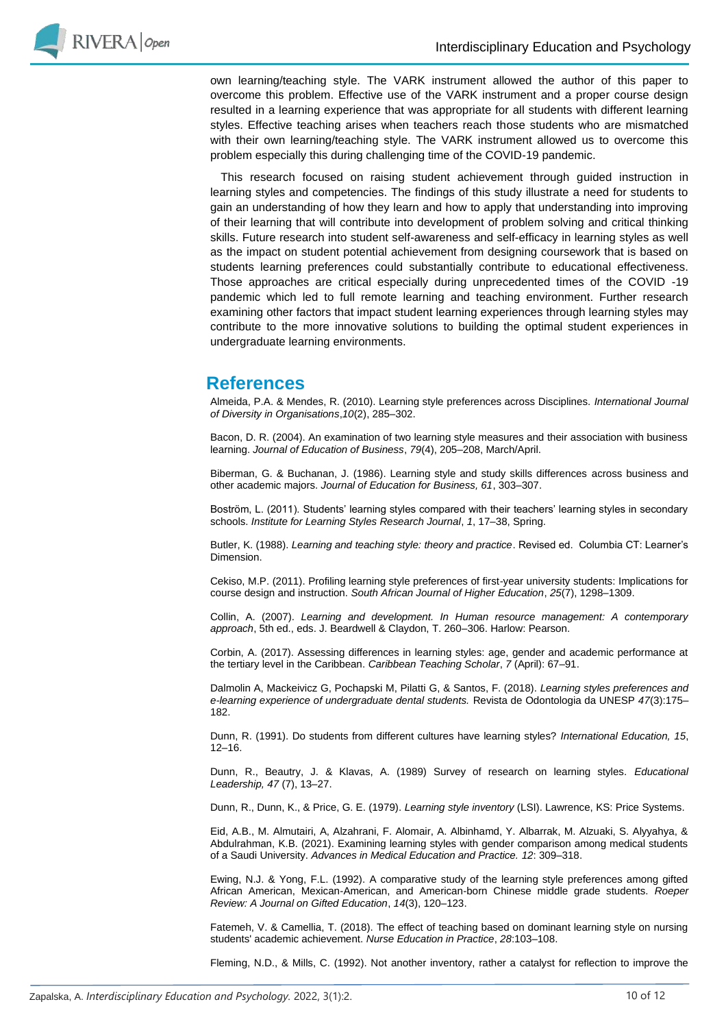own learning/teaching style. The VARK instrument allowed the author of this paper to overcome this problem. Effective use of the VARK instrument and a proper course design resulted in a learning experience that was appropriate for all students with different learning styles. Effective teaching arises when teachers reach those students who are mismatched with their own learning/teaching style. The VARK instrument allowed us to overcome this problem especially this during challenging time of the COVID-19 pandemic.

This research focused on raising student achievement through guided instruction in learning styles and competencies. The findings of this study illustrate a need for students to gain an understanding of how they learn and how to apply that understanding into improving of their learning that will contribute into development of problem solving and critical thinking skills. Future research into student self-awareness and self-efficacy in learning styles as well as the impact on student potential achievement from designing coursework that is based on students learning preferences could substantially contribute to educational effectiveness. Those approaches are critical especially during unprecedented times of the COVID -19 pandemic which led to full remote learning and teaching environment. Further research examining other factors that impact student learning experiences through learning styles may contribute to the more innovative solutions to building the optimal student experiences in undergraduate learning environments.

## References

Almeida, P.A. & Mendes, R. (2010). Learning style preferences across Disciplines. *International Journal of Diversity in Organisations*,*10*(2), 285–302.

Bacon, D. R. (2004). An examination of two learning style measures and their association with business learning. *Journal of Education of Business*, *79*(4), 205–208, March/April.

Biberman, G. & Buchanan, J. (1986). Learning style and study skills differences across business and other academic majors. *Journal of Education for Business, 61*, 303–307.

Boström, L. (2011). Students' learning styles compared with their teachers' learning styles in secondary schools. *Institute for Learning Styles Research Journal*, *1*, 17–38, Spring.

Butler, K. (1988). *Learning and teaching style: theory and practice*. Revised ed. Columbia CT: Learner's Dimension.

Cekiso, M.P. (2011). Profiling learning style preferences of first-year university students: Implications for course design and instruction. *South African Journal of Higher Education*, *25*(7), 1298–1309.

Collin, A. (2007). *Learning and development. In Human resource management: A contemporary approach*, 5th ed., eds. J. Beardwell & Claydon, T. 260–306. Harlow: Pearson.

Corbin, A. (2017). Assessing differences in learning styles: age, gender and academic performance at the tertiary level in the Caribbean. *Caribbean Teaching Scholar*, *7* (April): 67–91.

Dalmolin A, Mackeivicz G, Pochapski M, Pilatti G, & Santos, F. (2018). *Learning styles preferences and e-learning experience of undergraduate dental students.* Revista de Odontologia da UNESP *47*(3):175–182.

Dunn, R. (1991). Do students from different cultures have learning styles? *International Education, 15*, 12–16.

Dunn, R., Beautry, J. & Klavas, A. (1989) Survey of research on learning styles. *Educational Leadership, 47* (7), 13–27.

Dunn, R., Dunn, K., & Price, G. E. (1979). *Learning style inventory* (LSI). Lawrence, KS: Price Systems.

Eid, A.B., M. Almutairi, A, Alzahrani, F. Alomair, A. Albinhamd, Y. Albarrak, M. Alzuaki, S. Alyyahya, & Abdulrahman, K.B. (2021). Examining learning styles with gender comparison among medical students of a Saudi University. *Advances in Medical Education and Practice. 12*: 309–318.

Ewing, N.J. & Yong, F.L. (1992). A comparative study of the learning style preferences among gifted African American, Mexican-American, and American-born Chinese middle grade students. *Roeper Review: A Journal on Gifted Education*, *14*(3), 120–123.

Fatemeh, V. & Camellia, T. (2018). The effect of teaching based on dominant learning style on nursing students' academic achievement. *Nurse Education in Practice*, *28*:103–108.

Fleming, N.D., & Mills, C. (1992). Not another inventory, rather a catalyst for reflection to improve the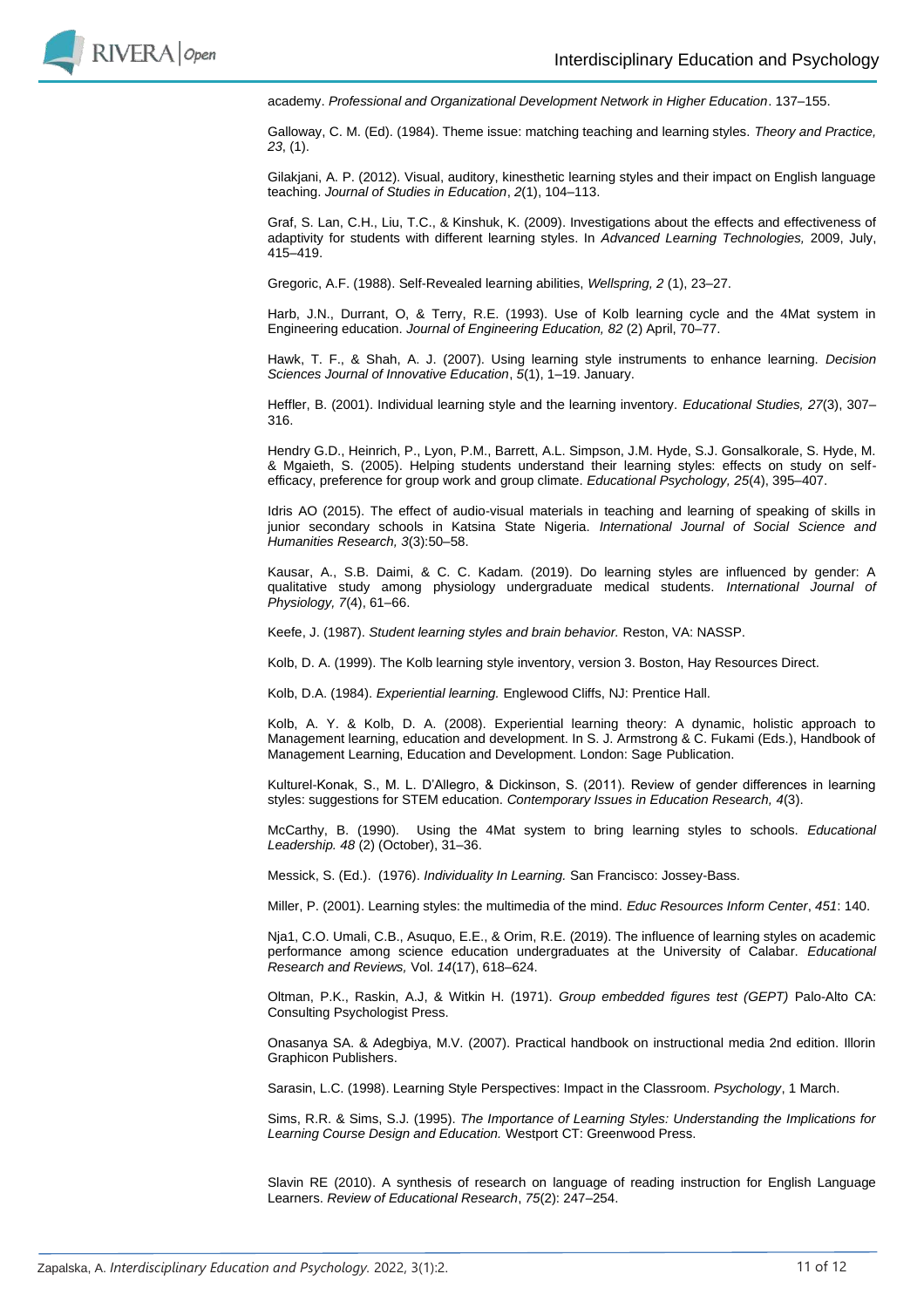academy. *Professional and Organizational Development Network in Higher Education*. 137–155.

Galloway, C. M. (Ed). (1984). Theme issue: matching teaching and learning styles. *Theory and Practice, 23*, (1).

Gilakjani, A. P. (2012). Visual, auditory, kinesthetic learning styles and their impact on English language teaching. *Journal of Studies in Education*, *2*(1), 104–113.

Graf, S. Lan, C.H., Liu, T.C., & Kinshuk, K. (2009). Investigations about the effects and effectiveness of adaptivity for students with different learning styles. In *Advanced Learning Technologies,* 2009, July, 415–419.

Gregoric, A.F. (1988). Self-Revealed learning abilities, *Wellspring, 2* (1), 23–27.

Harb, J.N., Durrant, O, & Terry, R.E. (1993). Use of Kolb learning cycle and the 4Mat system in Engineering education. *Journal of Engineering Education, 82* (2) April, 70–77.

Hawk, T. F., & Shah, A. J. (2007). Using learning style instruments to enhance learning. *Decision Sciences Journal of Innovative Education*, *5*(1), 1–19. January.

Heffler, B. (2001). Individual learning style and the learning inventory. *Educational Studies, 27*(3), 307–316.

Hendry G.D., Heinrich, P., Lyon, P.M., Barrett, A.L. Simpson, J.M. Hyde, S.J. Gonsalkorale, S. Hyde, M. & Mgaieth, S. (2005). Helping students understand their learning styles: effects on study on self-efficacy, preference for group work and group climate. *Educational Psychology, 25*(4), 395–407.

Idris AO (2015). The effect of audio-visual materials in teaching and learning of speaking of skills in junior secondary schools in Katsina State Nigeria. *International Journal of Social Science and Humanities Research, 3*(3):50–58.

Kausar, A., S.B. Daimi, & C. C. Kadam. (2019). Do learning styles are influenced by gender: A qualitative study among physiology undergraduate medical students. *International Journal of Physiology, 7*(4), 61–66.

Keefe, J. (1987). *Student learning styles and brain behavior.* Reston, VA: NASSP.

Kolb, D. A. (1999). The Kolb learning style inventory, version 3. Boston, Hay Resources Direct.

Kolb, D.A. (1984). *Experiential learning.* Englewood Cliffs, NJ: Prentice Hall.

Kolb, A. Y. & Kolb, D. A. (2008). Experiential learning theory: A dynamic, holistic approach to Management learning, education and development. In S. J. Armstrong & C. Fukami (Eds.), Handbook of Management Learning, Education and Development. London: Sage Publication.

Kulturel-Konak, S., M. L. D'Allegro, & Dickinson, S. (2011). Review of gender differences in learning styles: suggestions for STEM education. *Contemporary Issues in Education Research, 4*(3).

McCarthy, B. (1990). Using the 4Mat system to bring learning styles to schools. *Educational Leadership. 48* (2) (October), 31–36.

Messick, S. (Ed.). (1976). *Individuality In Learning.* San Francisco: Jossey-Bass.

Miller, P. (2001). Learning styles: the multimedia of the mind. *Educ Resources Inform Center*, *451*: 140.

Nja1, C.O. Umali, C.B., Asuquo, E.E., & Orim, R.E. (2019). The influence of learning styles on academic performance among science education undergraduates at the University of Calabar. *Educational Research and Reviews,* Vol. *14*(17), 618–624.

Oltman, P.K., Raskin, A.J, & Witkin H. (1971). *Group embedded figures test (GEPT)* Palo-Alto CA: Consulting Psychologist Press.

Onasanya SA. & Adegbiya, M.V. (2007). Practical handbook on instructional media 2nd edition. Illorin Graphicon Publishers.

Sarasin, L.C. (1998). Learning Style Perspectives: Impact in the Classroom. *Psychology*, 1 March.

Sims, R.R. & Sims, S.J. (1995). *The Importance of Learning Styles: Understanding the Implications for Learning Course Design and Education.* Westport CT: Greenwood Press.

Slavin RE (2010). A synthesis of research on language of reading instruction for English Language Learners. *Review of Educational Research*, *75*(2): 247–254.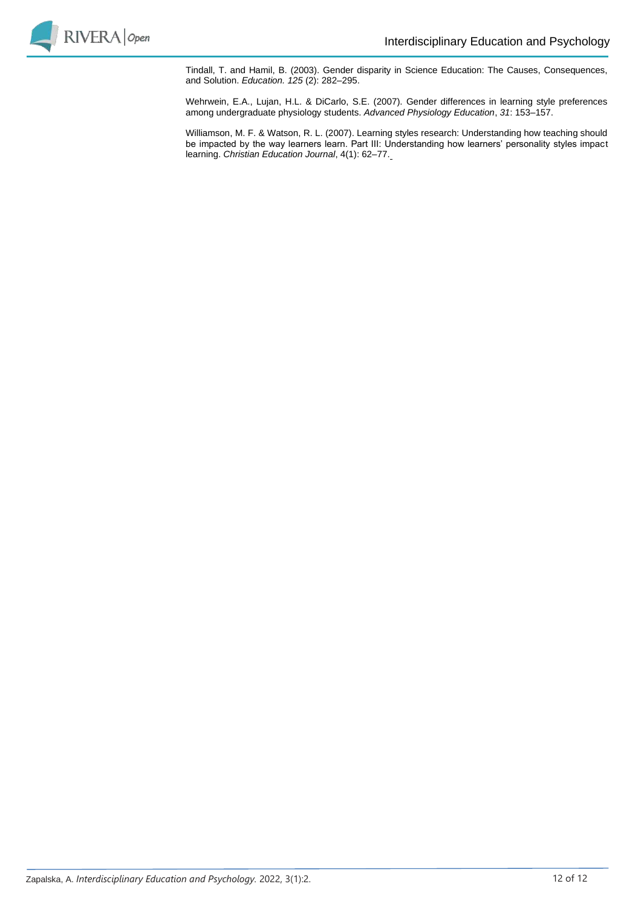Tindall, T. and Hamil, B. (2003). Gender disparity in Science Education: The Causes, Consequences, and Solution. *Education. 125* (2): 282–295.

Wehrwein, E.A., Lujan, H.L. & DiCarlo, S.E. (2007). Gender differences in learning style preferences among undergraduate physiology students. *Advanced Physiology Education*, *31*: 153–157.

Williamson, M. F. & Watson, R. L. (2007). Learning styles research: Understanding how teaching should be impacted by the way learners learn. Part III: Understanding how learners' personality styles impact learning. *Christian Education Journal*, 4(1): 62–77.